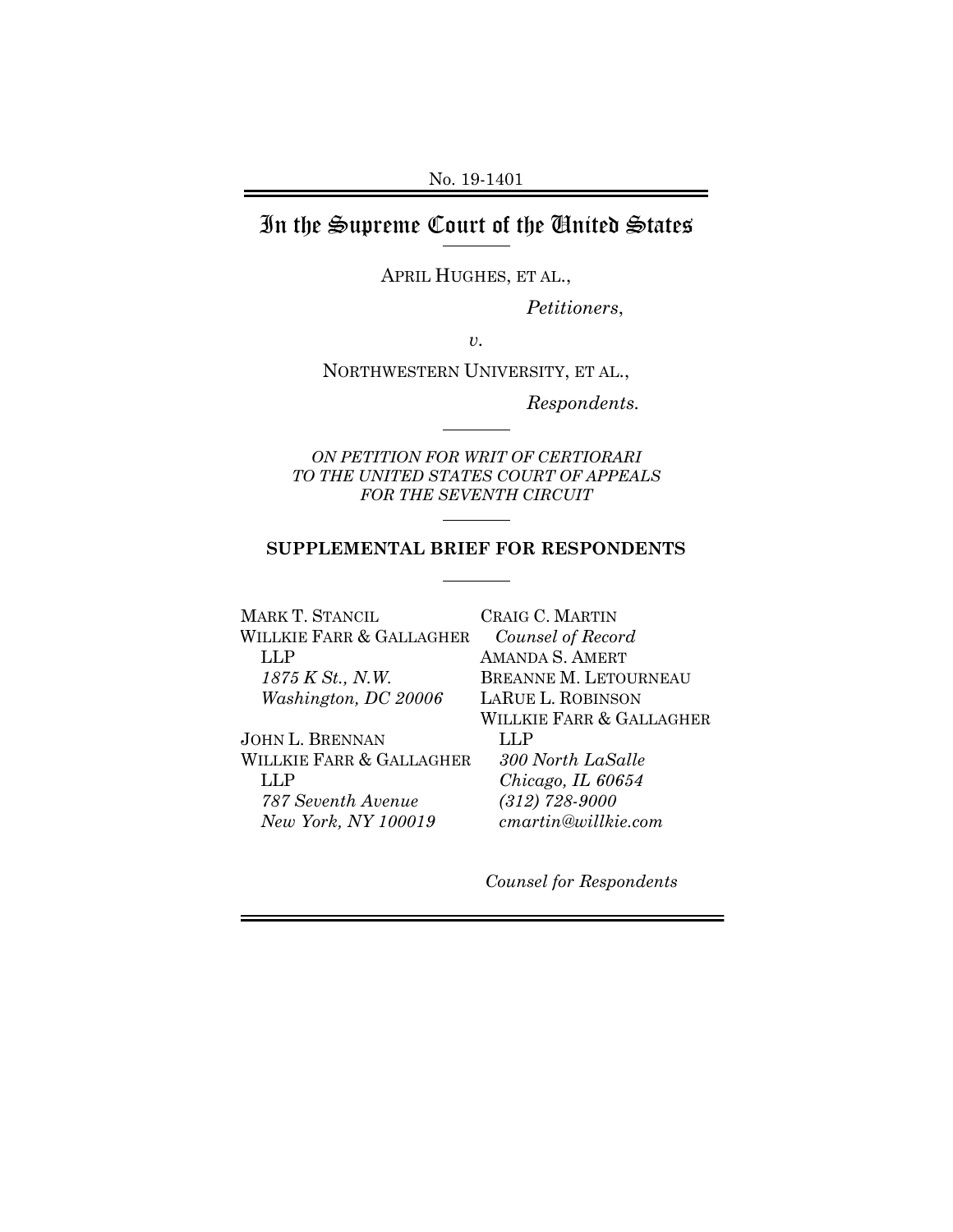No. 19-1401

# In the Supreme Court of the United States

APRIL HUGHES, ET AL.,

*Petitioners*,

*v.*

NORTHWESTERN UNIVERSITY, ET AL.,

*Respondents.*

*ON PETITION FOR WRIT OF CERTIORARI TO THE UNITED STATES COURT OF APPEALS FOR THE SEVENTH CIRCUIT*

**SUPPLEMENTAL BRIEF FOR RESPONDENTS**

MARK T. STANCIL
WILLKIE FARR & GALLAGHER LLP
*1875 K St., N.W.*
*Washington, DC 20006*

JOHN L. BRENNAN
WILLKIE FARR & GALLAGHER LLP
*787 Seventh Avenue*
*New York, NY 100019*

CRAIG C. MARTIN
*Counsel of Record*
AMANDA S. AMERT
BREANNE M. LETOURNEAU
LARUE L. ROBINSON
WILLKIE FARR & GALLAGHER LLP
*300 North LaSalle*
*Chicago, IL 60654*
*(312) 728-9000*
*cmartin@willkie.com*

*Counsel for Respondents*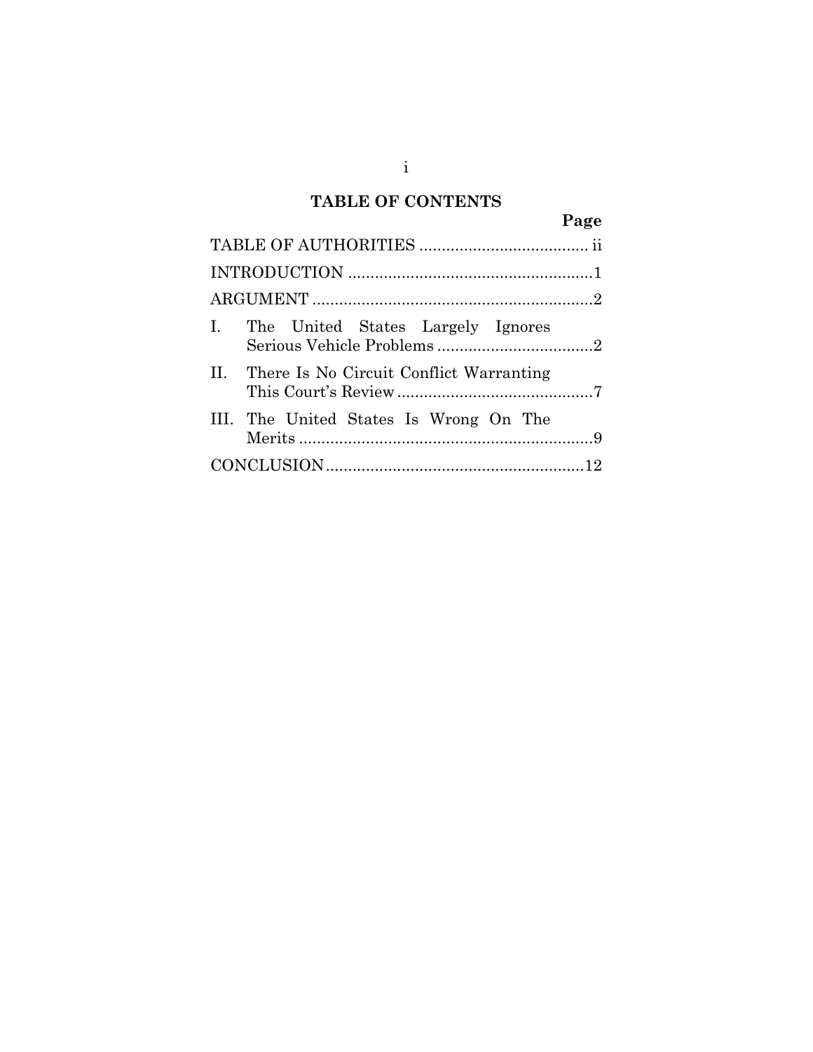# TABLE OF CONTENTS

| | Page |
|---|---|
| TABLE OF AUTHORITIES | ii |
| INTRODUCTION | 1 |
| ARGUMENT | 2 |
| I. The United States Largely Ignores Serious Vehicle Problems | 2 |
| II. There Is No Circuit Conflict Warranting This Court's Review | 7 |
| III. The United States Is Wrong On The Merits | 9 |
| CONCLUSION | 12 |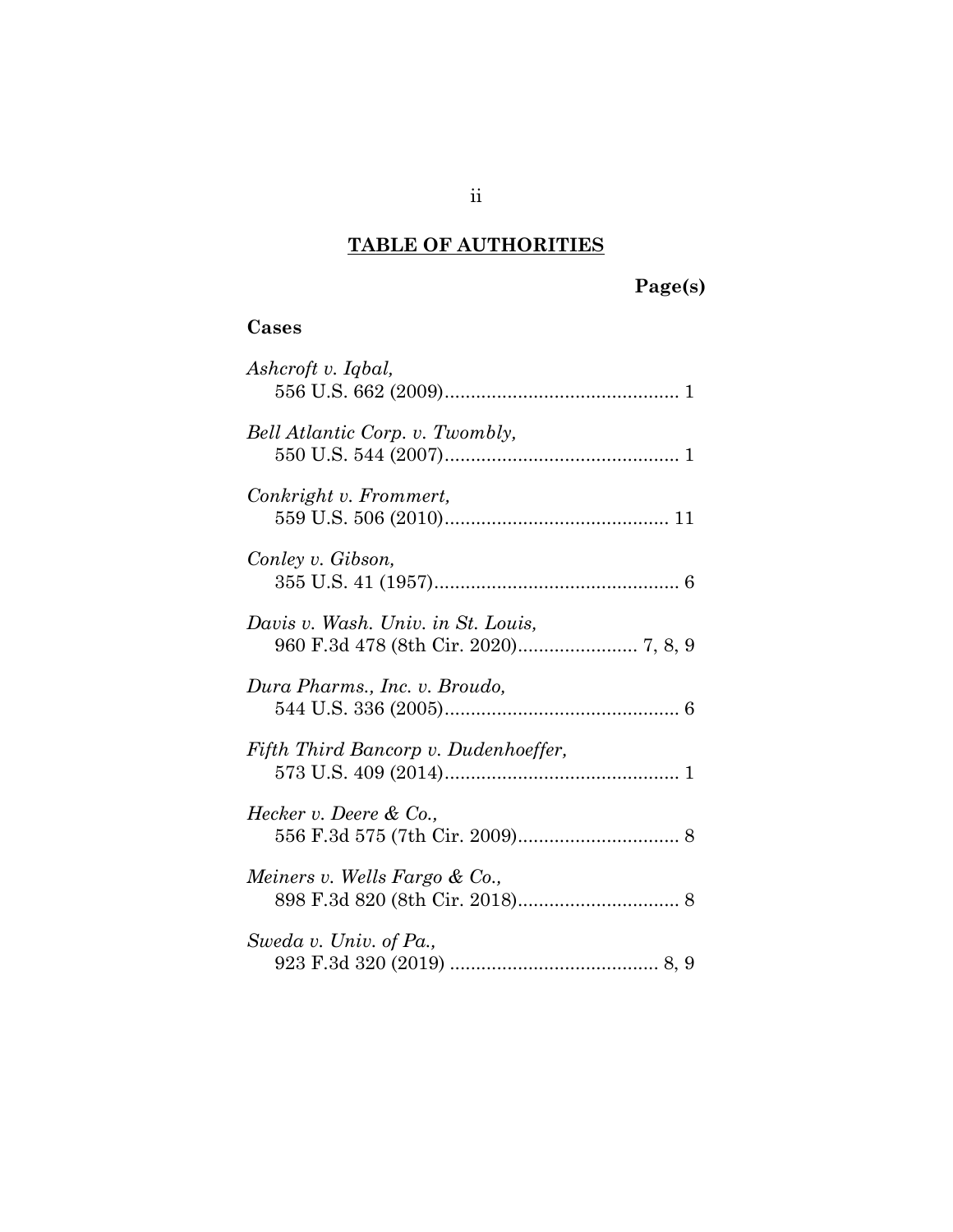## TABLE OF AUTHORITIES

**Page(s)**

### Cases

*Ashcroft v. Iqbal*,
556 U.S. 662 (2009)............................................. 1

*Bell Atlantic Corp. v. Twombly*,
550 U.S. 544 (2007)............................................. 1

*Conkright v. Frommert*,
559 U.S. 506 (2010)........................................... 11

*Conley v. Gibson*,
355 U.S. 41 (1957)............................................... 6

*Davis v. Wash. Univ. in St. Louis*,
960 F.3d 478 (8th Cir. 2020)....................... 7, 8, 9

*Dura Pharms., Inc. v. Broudo*,
544 U.S. 336 (2005)............................................. 6

*Fifth Third Bancorp v. Dudenhoeffer*,
573 U.S. 409 (2014)............................................. 1

*Hecker v. Deere & Co.*,
556 F.3d 575 (7th Cir. 2009)............................... 8

*Meiners v. Wells Fargo & Co.*,
898 F.3d 820 (8th Cir. 2018)............................... 8

*Sweda v. Univ. of Pa.*,
923 F.3d 320 (2019) ........................................ 8, 9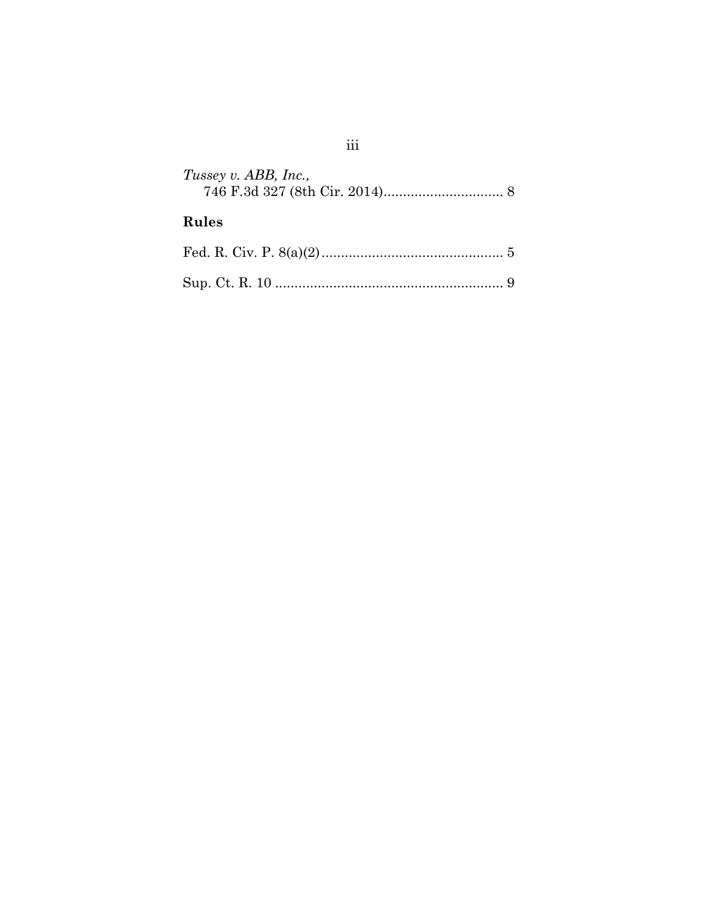*Tussey v. ABB, Inc.*,
746 F.3d 327 (8th Cir. 2014)............................... 8

**Rules**

Fed. R. Civ. P. 8(a)(2)............................................... 5

Sup. Ct. R. 10 ........................................................... 9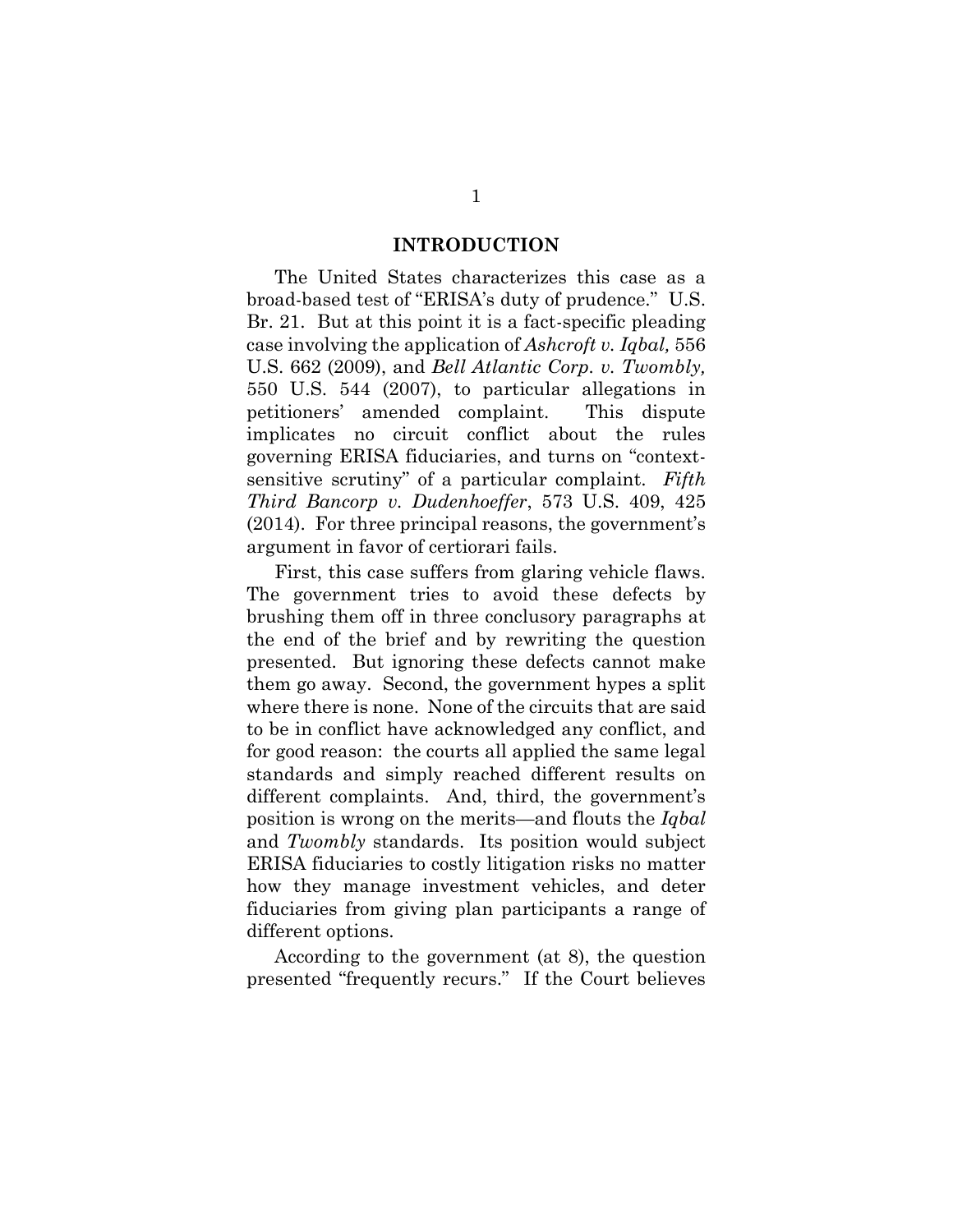# INTRODUCTION

The United States characterizes this case as a broad-based test of "ERISA's duty of prudence." U.S. Br. 21. But at this point it is a fact-specific pleading case involving the application of *Ashcroft v. Iqbal,* 556 U.S. 662 (2009), and *Bell Atlantic Corp. v. Twombly,* 550 U.S. 544 (2007), to particular allegations in petitioners' amended complaint. This dispute implicates no circuit conflict about the rules governing ERISA fiduciaries, and turns on "context-sensitive scrutiny" of a particular complaint. *Fifth Third Bancorp v. Dudenhoeffer*, 573 U.S. 409, 425 (2014). For three principal reasons, the government's argument in favor of certiorari fails.

First, this case suffers from glaring vehicle flaws. The government tries to avoid these defects by brushing them off in three conclusory paragraphs at the end of the brief and by rewriting the question presented. But ignoring these defects cannot make them go away. Second, the government hypes a split where there is none. None of the circuits that are said to be in conflict have acknowledged any conflict, and for good reason: the courts all applied the same legal standards and simply reached different results on different complaints. And, third, the government's position is wrong on the merits—and flouts the *Iqbal* and *Twombly* standards. Its position would subject ERISA fiduciaries to costly litigation risks no matter how they manage investment vehicles, and deter fiduciaries from giving plan participants a range of different options.

According to the government (at 8), the question presented "frequently recurs." If the Court believes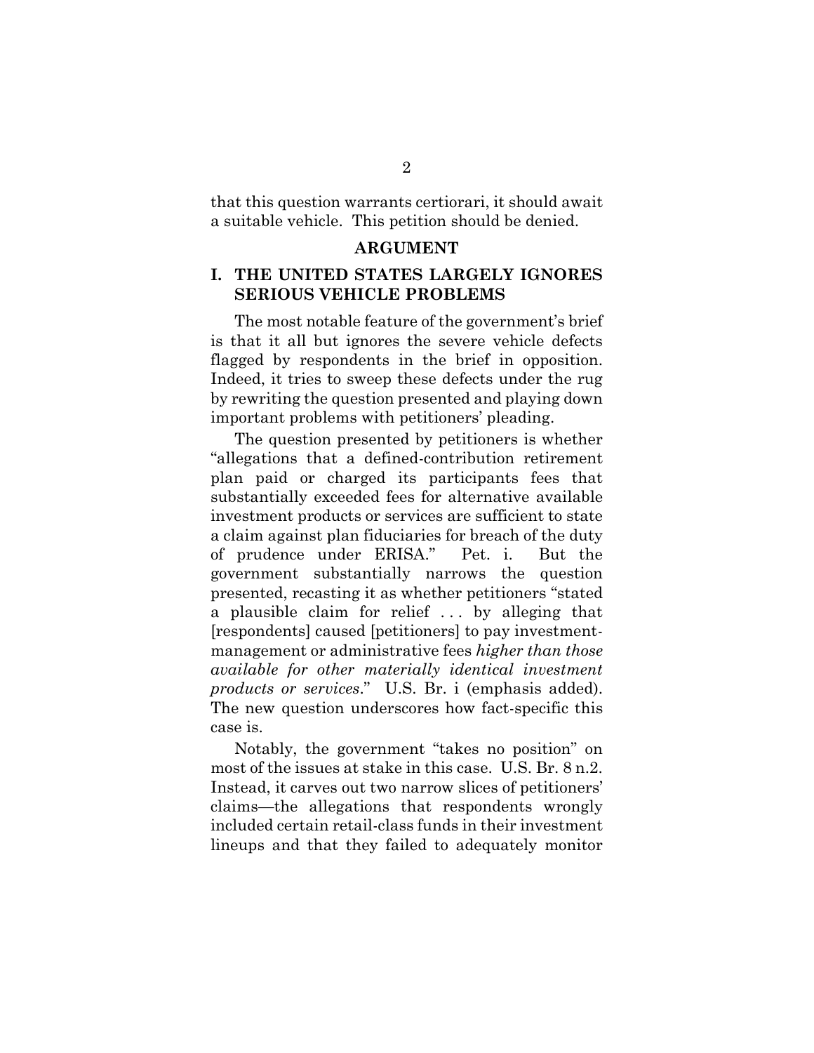that this question warrants certiorari, it should await a suitable vehicle. This petition should be denied.

## ARGUMENT

### I. THE UNITED STATES LARGELY IGNORES SERIOUS VEHICLE PROBLEMS

The most notable feature of the government's brief is that it all but ignores the severe vehicle defects flagged by respondents in the brief in opposition. Indeed, it tries to sweep these defects under the rug by rewriting the question presented and playing down important problems with petitioners' pleading.

The question presented by petitioners is whether "allegations that a defined-contribution retirement plan paid or charged its participants fees that substantially exceeded fees for alternative available investment products or services are sufficient to state a claim against plan fiduciaries for breach of the duty of prudence under ERISA." Pet. i. But the government substantially narrows the question presented, recasting it as whether petitioners "stated a plausible claim for relief . . . by alleging that [respondents] caused [petitioners] to pay investment-management or administrative fees *higher than those available for other materially identical investment products or services*." U.S. Br. i (emphasis added). The new question underscores how fact-specific this case is.

Notably, the government "takes no position" on most of the issues at stake in this case. U.S. Br. 8 n.2. Instead, it carves out two narrow slices of petitioners' claims—the allegations that respondents wrongly included certain retail-class funds in their investment lineups and that they failed to adequately monitor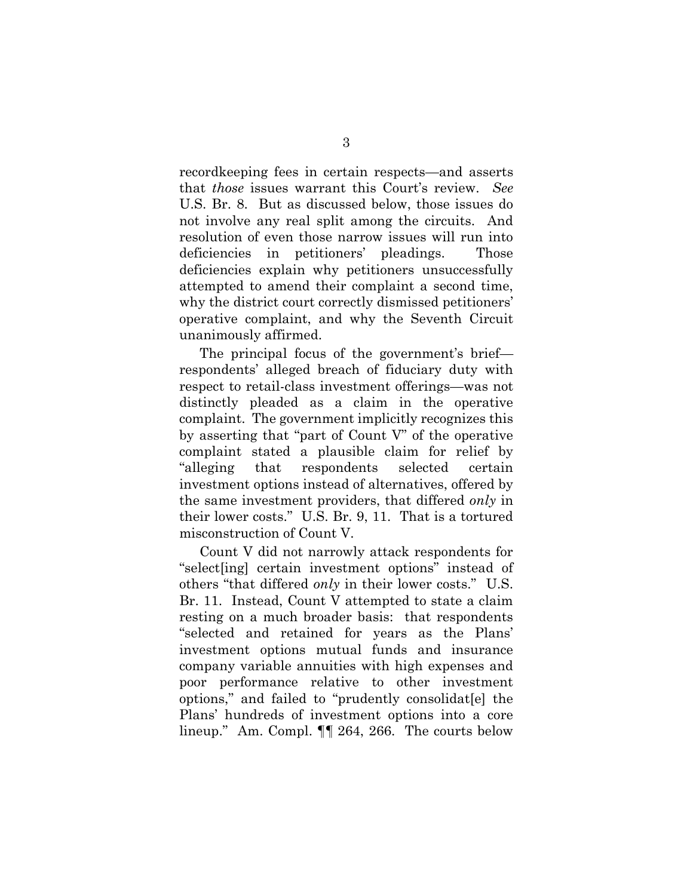recordkeeping fees in certain respects—and asserts that *those* issues warrant this Court's review. *See* U.S. Br. 8. But as discussed below, those issues do not involve any real split among the circuits. And resolution of even those narrow issues will run into deficiencies in petitioners' pleadings. Those deficiencies explain why petitioners unsuccessfully attempted to amend their complaint a second time, why the district court correctly dismissed petitioners' operative complaint, and why the Seventh Circuit unanimously affirmed.

The principal focus of the government's brief—respondents' alleged breach of fiduciary duty with respect to retail-class investment offerings—was not distinctly pleaded as a claim in the operative complaint. The government implicitly recognizes this by asserting that "part of Count V" of the operative complaint stated a plausible claim for relief by "alleging that respondents selected certain investment options instead of alternatives, offered by the same investment providers, that differed *only* in their lower costs." U.S. Br. 9, 11. That is a tortured misconstruction of Count V.

Count V did not narrowly attack respondents for "select[ing] certain investment options" instead of others "that differed *only* in their lower costs." U.S. Br. 11. Instead, Count V attempted to state a claim resting on a much broader basis: that respondents "selected and retained for years as the Plans' investment options mutual funds and insurance company variable annuities with high expenses and poor performance relative to other investment options," and failed to "prudently consolidat[e] the Plans' hundreds of investment options into a core lineup." Am. Compl. ¶¶ 264, 266. The courts below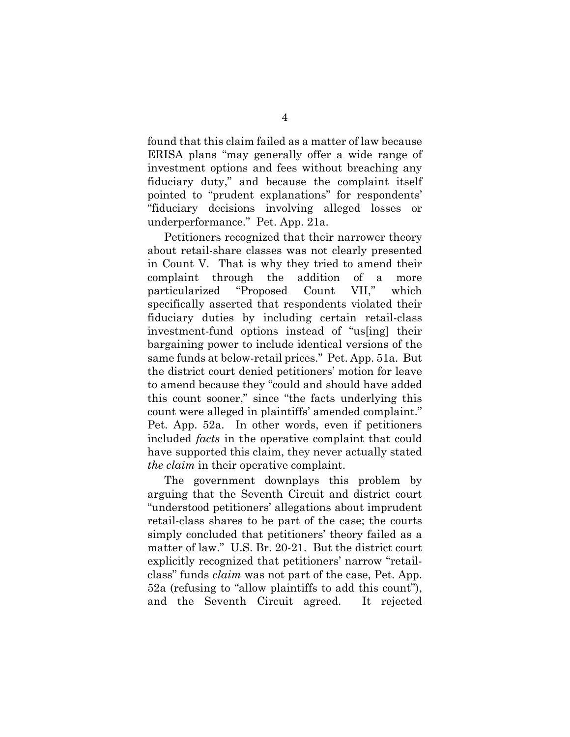found that this claim failed as a matter of law because ERISA plans "may generally offer a wide range of investment options and fees without breaching any fiduciary duty," and because the complaint itself pointed to "prudent explanations" for respondents' "fiduciary decisions involving alleged losses or underperformance." Pet. App. 21a.

Petitioners recognized that their narrower theory about retail-share classes was not clearly presented in Count V. That is why they tried to amend their complaint through the addition of a more particularized "Proposed Count VII," which specifically asserted that respondents violated their fiduciary duties by including certain retail-class investment-fund options instead of "us[ing] their bargaining power to include identical versions of the same funds at below-retail prices." Pet. App. 51a. But the district court denied petitioners' motion for leave to amend because they "could and should have added this count sooner," since "the facts underlying this count were alleged in plaintiffs' amended complaint." Pet. App. 52a. In other words, even if petitioners included *facts* in the operative complaint that could have supported this claim, they never actually stated *the claim* in their operative complaint.

The government downplays this problem by arguing that the Seventh Circuit and district court "understood petitioners' allegations about imprudent retail-class shares to be part of the case; the courts simply concluded that petitioners' theory failed as a matter of law." U.S. Br. 20-21. But the district court explicitly recognized that petitioners' narrow "retail-class" funds *claim* was not part of the case, Pet. App. 52a (refusing to "allow plaintiffs to add this count"), and the Seventh Circuit agreed. It rejected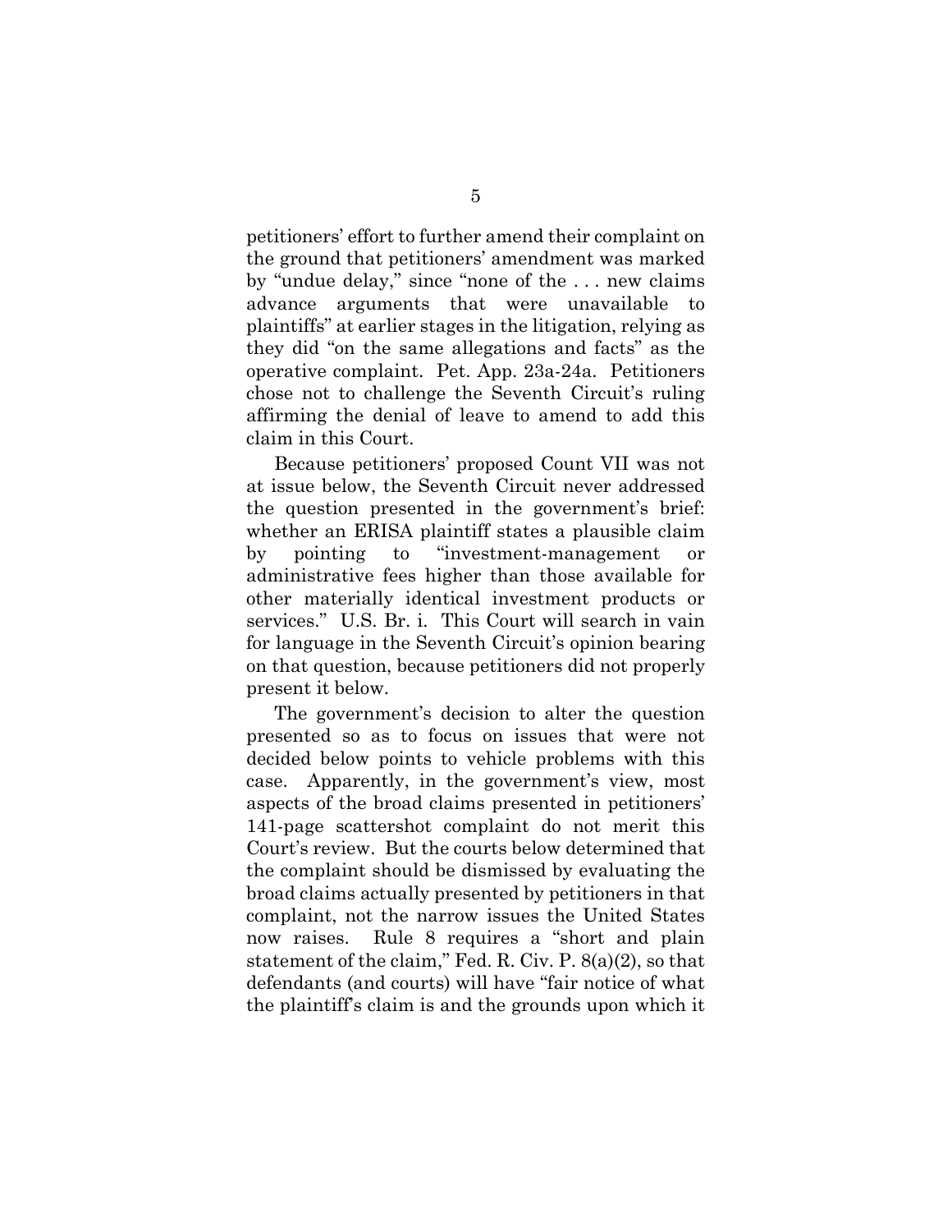petitioners' effort to further amend their complaint on the ground that petitioners' amendment was marked by "undue delay," since "none of the . . . new claims advance arguments that were unavailable to plaintiffs" at earlier stages in the litigation, relying as they did "on the same allegations and facts" as the operative complaint. Pet. App. 23a-24a. Petitioners chose not to challenge the Seventh Circuit's ruling affirming the denial of leave to amend to add this claim in this Court.

Because petitioners' proposed Count VII was not at issue below, the Seventh Circuit never addressed the question presented in the government's brief: whether an ERISA plaintiff states a plausible claim by pointing to "investment-management or administrative fees higher than those available for other materially identical investment products or services." U.S. Br. i. This Court will search in vain for language in the Seventh Circuit's opinion bearing on that question, because petitioners did not properly present it below.

The government's decision to alter the question presented so as to focus on issues that were not decided below points to vehicle problems with this case. Apparently, in the government's view, most aspects of the broad claims presented in petitioners' 141-page scattershot complaint do not merit this Court's review. But the courts below determined that the complaint should be dismissed by evaluating the broad claims actually presented by petitioners in that complaint, not the narrow issues the United States now raises. Rule 8 requires a "short and plain statement of the claim," Fed. R. Civ. P. 8(a)(2), so that defendants (and courts) will have "fair notice of what the plaintiff's claim is and the grounds upon which it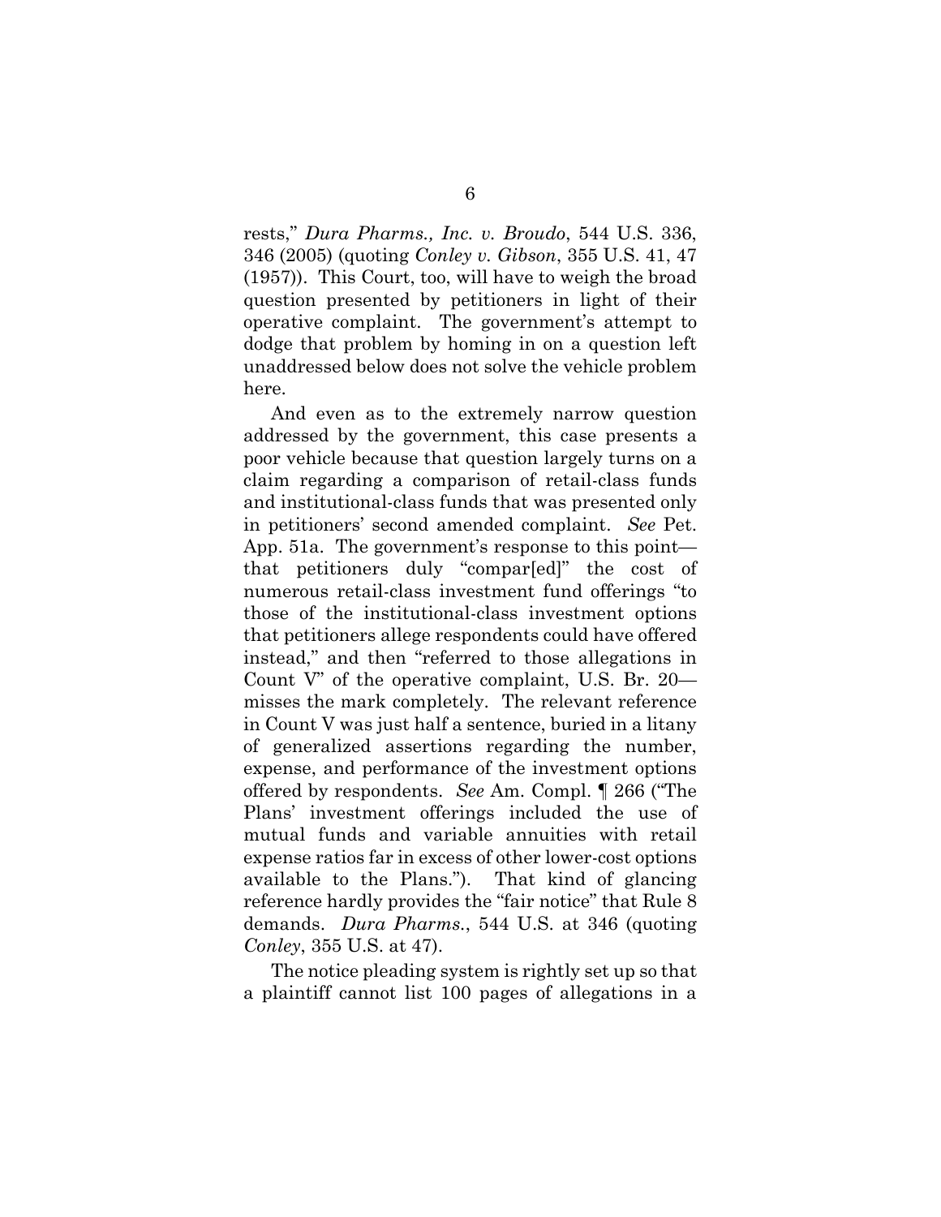rests," *Dura Pharms., Inc. v. Broudo*, 544 U.S. 336, 346 (2005) (quoting *Conley v. Gibson*, 355 U.S. 41, 47 (1957)). This Court, too, will have to weigh the broad question presented by petitioners in light of their operative complaint. The government's attempt to dodge that problem by homing in on a question left unaddressed below does not solve the vehicle problem here.

And even as to the extremely narrow question addressed by the government, this case presents a poor vehicle because that question largely turns on a claim regarding a comparison of retail-class funds and institutional-class funds that was presented only in petitioners' second amended complaint. *See* Pet. App. 51a. The government's response to this point—that petitioners duly "compar[ed]" the cost of numerous retail-class investment fund offerings "to those of the institutional-class investment options that petitioners allege respondents could have offered instead," and then "referred to those allegations in Count V" of the operative complaint, U.S. Br. 20—misses the mark completely. The relevant reference in Count V was just half a sentence, buried in a litany of generalized assertions regarding the number, expense, and performance of the investment options offered by respondents. *See* Am. Compl. ¶ 266 ("The Plans' investment offerings included the use of mutual funds and variable annuities with retail expense ratios far in excess of other lower-cost options available to the Plans."). That kind of glancing reference hardly provides the "fair notice" that Rule 8 demands. *Dura Pharms.*, 544 U.S. at 346 (quoting *Conley*, 355 U.S. at 47).

The notice pleading system is rightly set up so that a plaintiff cannot list 100 pages of allegations in a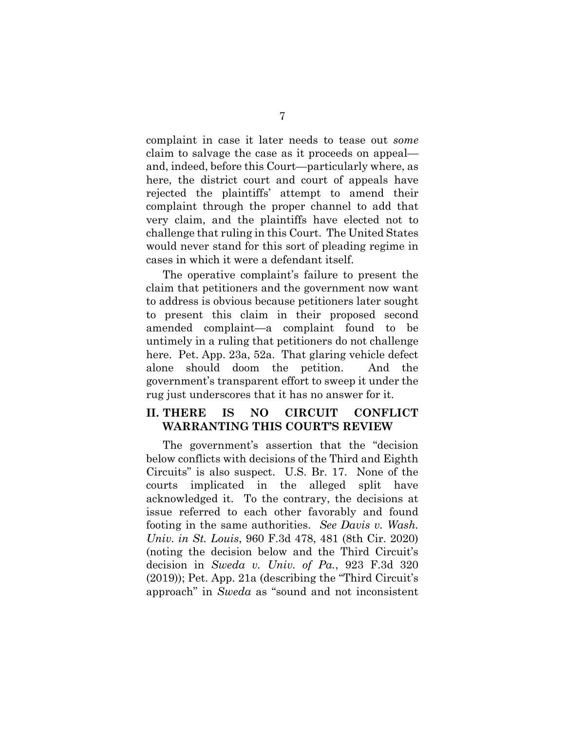complaint in case it later needs to tease out *some* claim to salvage the case as it proceeds on appeal—and, indeed, before this Court—particularly where, as here, the district court and court of appeals have rejected the plaintiffs' attempt to amend their complaint through the proper channel to add that very claim, and the plaintiffs have elected not to challenge that ruling in this Court. The United States would never stand for this sort of pleading regime in cases in which it were a defendant itself.

The operative complaint's failure to present the claim that petitioners and the government now want to address is obvious because petitioners later sought to present this claim in their proposed second amended complaint—a complaint found to be untimely in a ruling that petitioners do not challenge here. Pet. App. 23a, 52a. That glaring vehicle defect alone should doom the petition. And the government's transparent effort to sweep it under the rug just underscores that it has no answer for it.

## II. THERE IS NO CIRCUIT CONFLICT WARRANTING THIS COURT'S REVIEW

The government's assertion that the "decision below conflicts with decisions of the Third and Eighth Circuits" is also suspect. U.S. Br. 17. None of the courts implicated in the alleged split have acknowledged it. To the contrary, the decisions at issue referred to each other favorably and found footing in the same authorities. *See Davis v. Wash. Univ. in St. Louis*, 960 F.3d 478, 481 (8th Cir. 2020) (noting the decision below and the Third Circuit's decision in *Sweda v. Univ. of Pa.*, 923 F.3d 320 (2019)); Pet. App. 21a (describing the "Third Circuit's approach" in *Sweda* as "sound and not inconsistent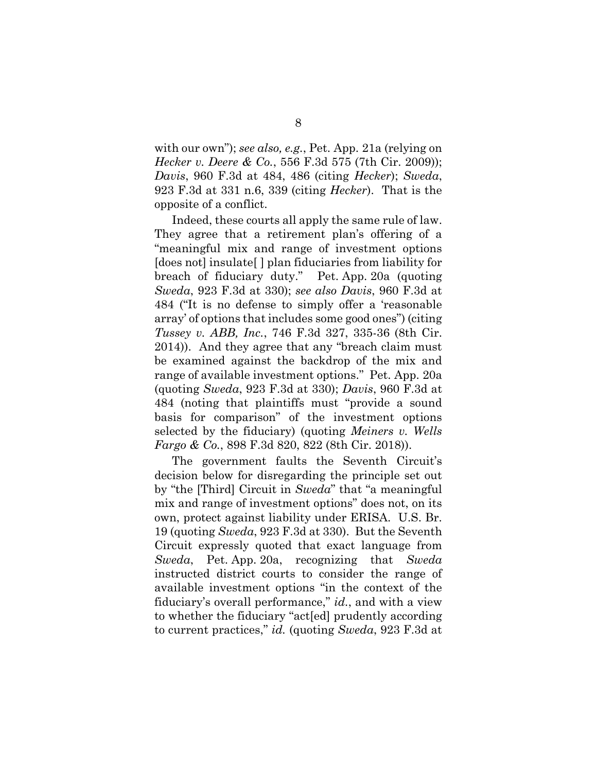with our own"); *see also, e.g.*, Pet. App. 21a (relying on *Hecker v. Deere & Co.*, 556 F.3d 575 (7th Cir. 2009)); *Davis*, 960 F.3d at 484, 486 (citing *Hecker*); *Sweda*, 923 F.3d at 331 n.6, 339 (citing *Hecker*). That is the opposite of a conflict.

Indeed, these courts all apply the same rule of law. They agree that a retirement plan's offering of a "meaningful mix and range of investment options [does not] insulate[ ] plan fiduciaries from liability for breach of fiduciary duty." Pet. App. 20a (quoting *Sweda*, 923 F.3d at 330); *see also Davis*, 960 F.3d at 484 ("It is no defense to simply offer a 'reasonable array' of options that includes some good ones") (citing *Tussey v. ABB, Inc.*, 746 F.3d 327, 335-36 (8th Cir. 2014)). And they agree that any "breach claim must be examined against the backdrop of the mix and range of available investment options." Pet. App. 20a (quoting *Sweda*, 923 F.3d at 330); *Davis*, 960 F.3d at 484 (noting that plaintiffs must "provide a sound basis for comparison" of the investment options selected by the fiduciary) (quoting *Meiners v. Wells Fargo & Co.*, 898 F.3d 820, 822 (8th Cir. 2018)).

The government faults the Seventh Circuit's decision below for disregarding the principle set out by "the [Third] Circuit in *Sweda*" that "a meaningful mix and range of investment options" does not, on its own, protect against liability under ERISA. U.S. Br. 19 (quoting *Sweda*, 923 F.3d at 330). But the Seventh Circuit expressly quoted that exact language from *Sweda*, Pet. App. 20a, recognizing that *Sweda* instructed district courts to consider the range of available investment options "in the context of the fiduciary's overall performance," *id.*, and with a view to whether the fiduciary "act[ed] prudently according to current practices," *id.* (quoting *Sweda*, 923 F.3d at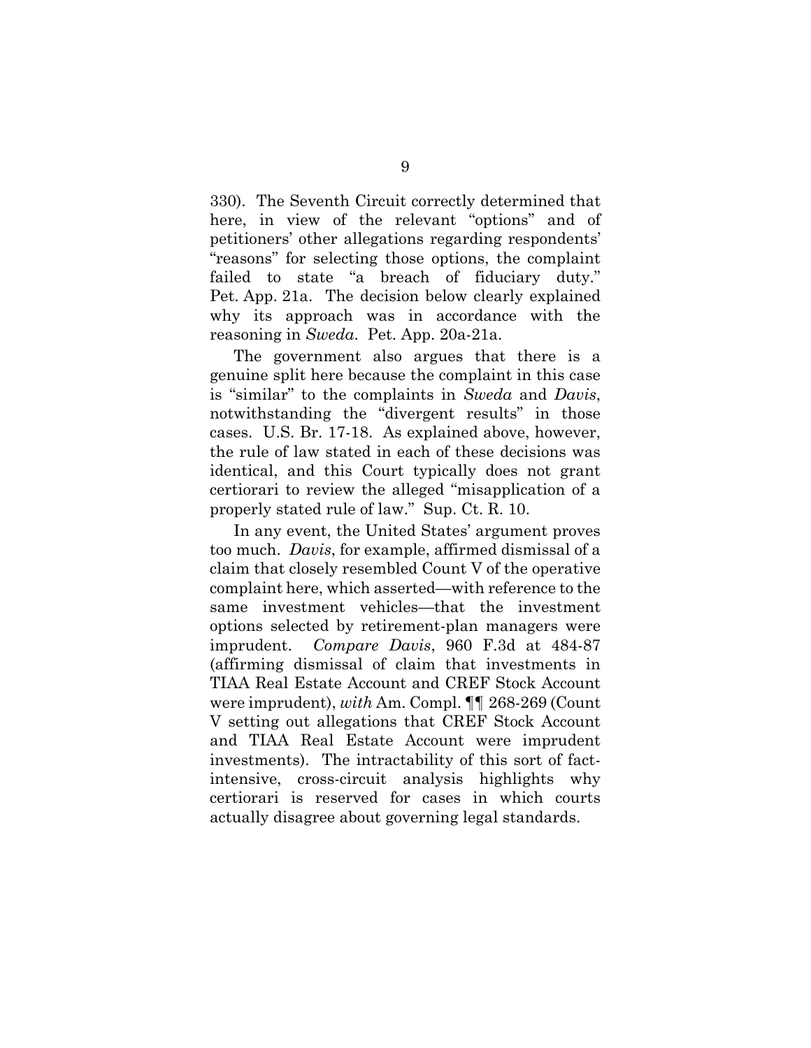330). The Seventh Circuit correctly determined that here, in view of the relevant "options" and of petitioners' other allegations regarding respondents' "reasons" for selecting those options, the complaint failed to state "a breach of fiduciary duty." Pet. App. 21a. The decision below clearly explained why its approach was in accordance with the reasoning in *Sweda*. Pet. App. 20a-21a.

The government also argues that there is a genuine split here because the complaint in this case is "similar" to the complaints in *Sweda* and *Davis*, notwithstanding the "divergent results" in those cases. U.S. Br. 17-18. As explained above, however, the rule of law stated in each of these decisions was identical, and this Court typically does not grant certiorari to review the alleged "misapplication of a properly stated rule of law." Sup. Ct. R. 10.

In any event, the United States' argument proves too much. *Davis*, for example, affirmed dismissal of a claim that closely resembled Count V of the operative complaint here, which asserted—with reference to the same investment vehicles—that the investment options selected by retirement-plan managers were imprudent. *Compare Davis*, 960 F.3d at 484-87 (affirming dismissal of claim that investments in TIAA Real Estate Account and CREF Stock Account were imprudent), *with* Am. Compl. ¶¶ 268-269 (Count V setting out allegations that CREF Stock Account and TIAA Real Estate Account were imprudent investments). The intractability of this sort of fact-intensive, cross-circuit analysis highlights why certiorari is reserved for cases in which courts actually disagree about governing legal standards.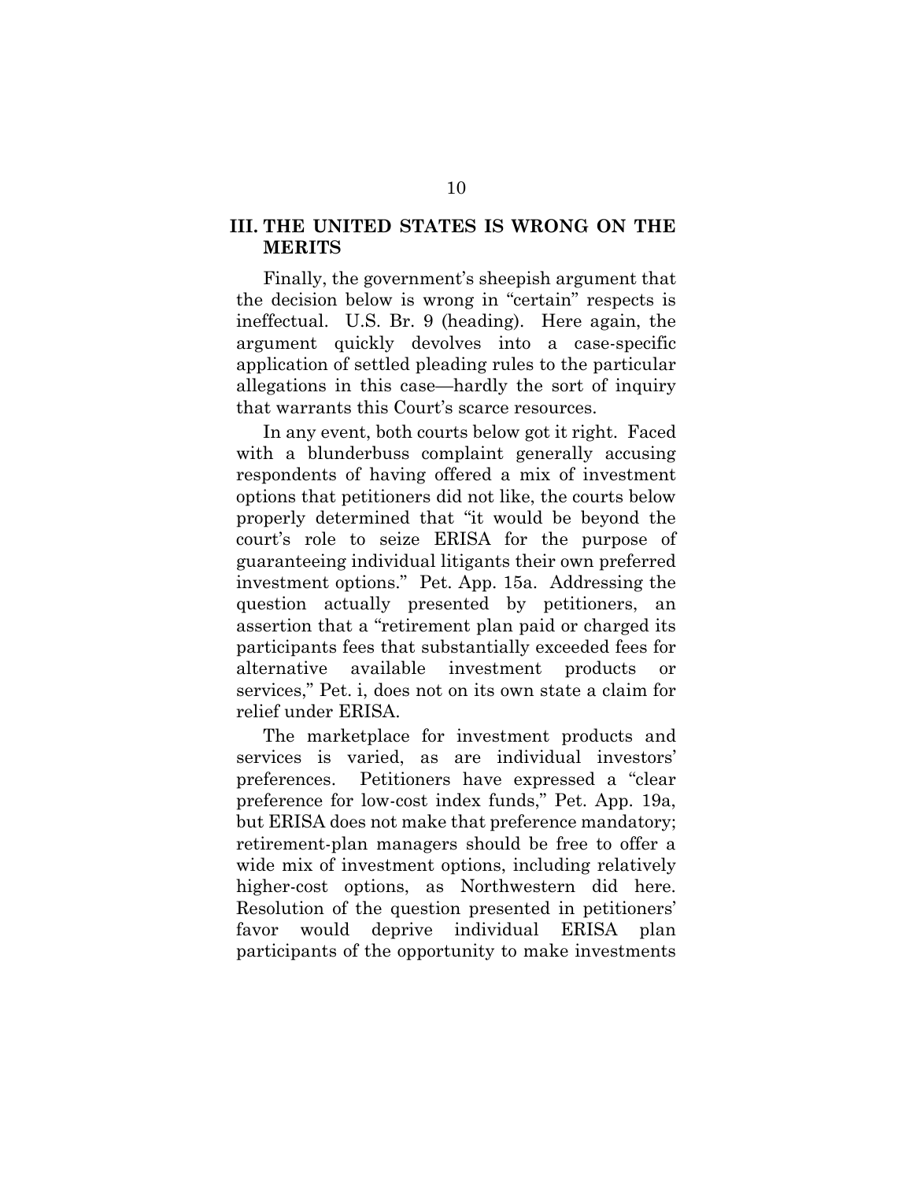## III. THE UNITED STATES IS WRONG ON THE MERITS

Finally, the government's sheepish argument that the decision below is wrong in "certain" respects is ineffectual. U.S. Br. 9 (heading). Here again, the argument quickly devolves into a case-specific application of settled pleading rules to the particular allegations in this case—hardly the sort of inquiry that warrants this Court's scarce resources.

In any event, both courts below got it right. Faced with a blunderbuss complaint generally accusing respondents of having offered a mix of investment options that petitioners did not like, the courts below properly determined that "it would be beyond the court's role to seize ERISA for the purpose of guaranteeing individual litigants their own preferred investment options." Pet. App. 15a. Addressing the question actually presented by petitioners, an assertion that a "retirement plan paid or charged its participants fees that substantially exceeded fees for alternative available investment products or services," Pet. i, does not on its own state a claim for relief under ERISA.

The marketplace for investment products and services is varied, as are individual investors' preferences. Petitioners have expressed a "clear preference for low-cost index funds," Pet. App. 19a, but ERISA does not make that preference mandatory; retirement-plan managers should be free to offer a wide mix of investment options, including relatively higher-cost options, as Northwestern did here. Resolution of the question presented in petitioners' favor would deprive individual ERISA plan participants of the opportunity to make investments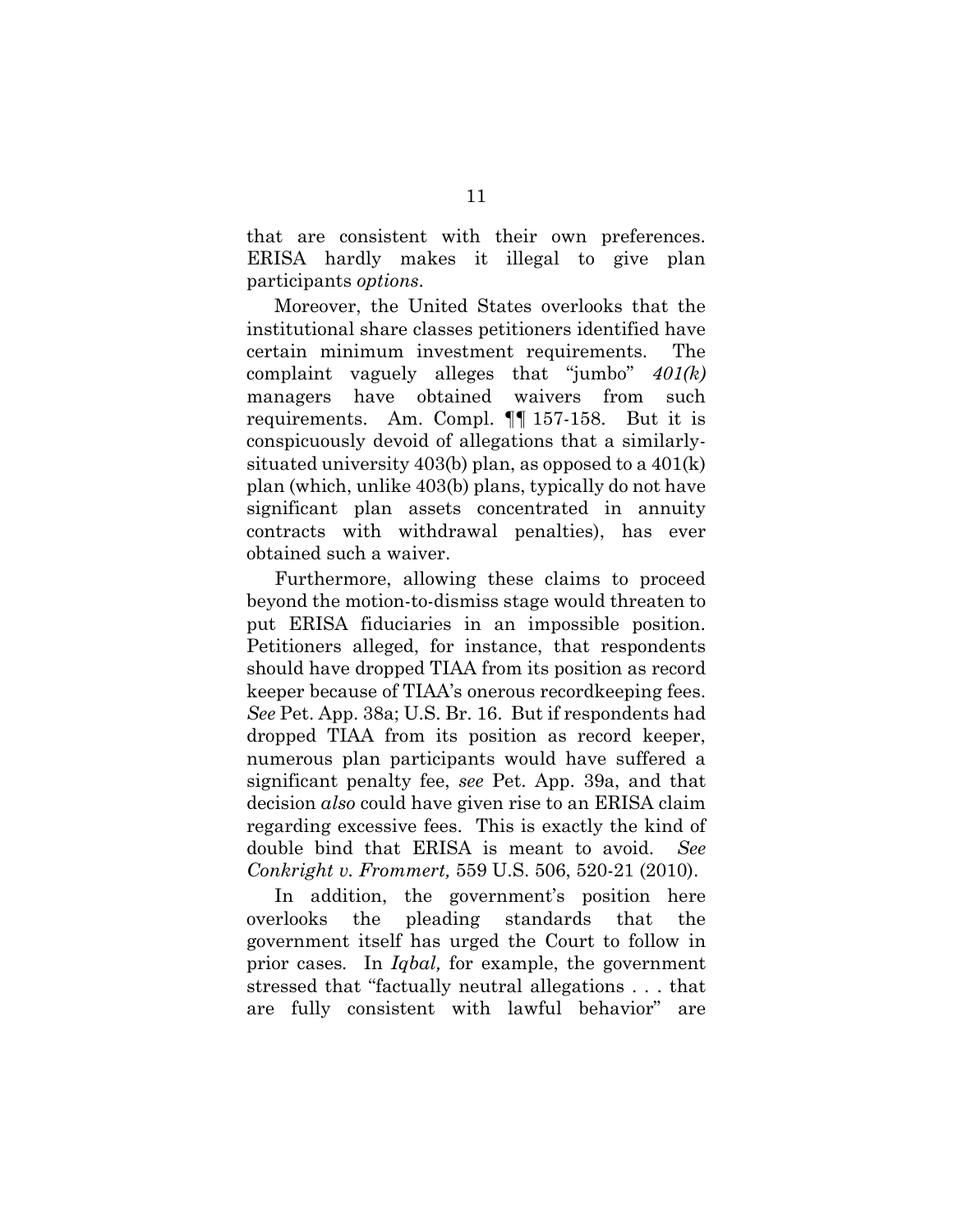that are consistent with their own preferences. ERISA hardly makes it illegal to give plan participants *options*.

Moreover, the United States overlooks that the institutional share classes petitioners identified have certain minimum investment requirements. The complaint vaguely alleges that "jumbo" *401(k)* managers have obtained waivers from such requirements. Am. Compl. ¶¶ 157-158. But it is conspicuously devoid of allegations that a similarly-situated university 403(b) plan, as opposed to a 401(k) plan (which, unlike 403(b) plans, typically do not have significant plan assets concentrated in annuity contracts with withdrawal penalties), has ever obtained such a waiver.

Furthermore, allowing these claims to proceed beyond the motion-to-dismiss stage would threaten to put ERISA fiduciaries in an impossible position. Petitioners alleged, for instance, that respondents should have dropped TIAA from its position as record keeper because of TIAA's onerous recordkeeping fees. *See* Pet. App. 38a; U.S. Br. 16. But if respondents had dropped TIAA from its position as record keeper, numerous plan participants would have suffered a significant penalty fee, *see* Pet. App. 39a, and that decision *also* could have given rise to an ERISA claim regarding excessive fees. This is exactly the kind of double bind that ERISA is meant to avoid. *See Conkright v. Frommert,* 559 U.S. 506, 520-21 (2010).

In addition, the government's position here overlooks the pleading standards that the government itself has urged the Court to follow in prior cases. In *Iqbal,* for example, the government stressed that "factually neutral allegations . . . that are fully consistent with lawful behavior" are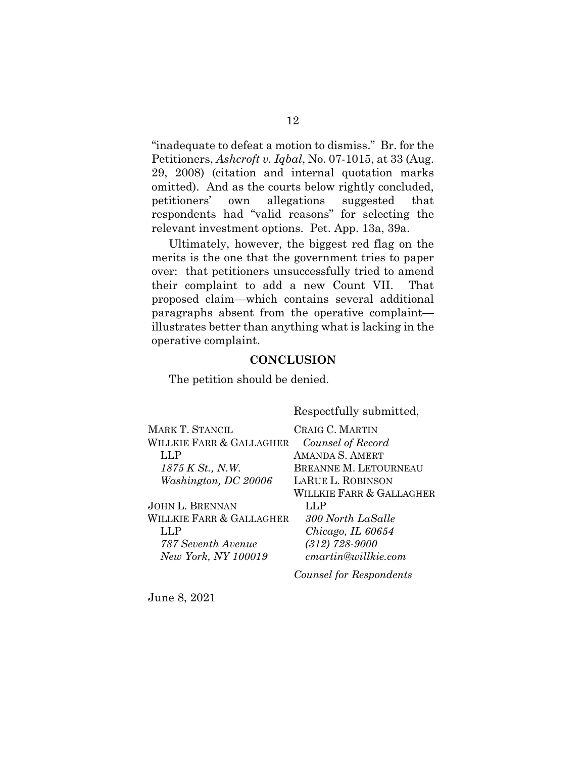"inadequate to defeat a motion to dismiss." Br. for the Petitioners, *Ashcroft v. Iqbal*, No. 07-1015, at 33 (Aug. 29, 2008) (citation and internal quotation marks omitted). And as the courts below rightly concluded, petitioners' own allegations suggested that respondents had "valid reasons" for selecting the relevant investment options. Pet. App. 13a, 39a.

Ultimately, however, the biggest red flag on the merits is the one that the government tries to paper over: that petitioners unsuccessfully tried to amend their complaint to add a new Count VII. That proposed claim—which contains several additional paragraphs absent from the operative complaint—illustrates better than anything what is lacking in the operative complaint.

## CONCLUSION

The petition should be denied.

Respectfully submitted,

MARK T. STANCIL
WILLKIE FARR & GALLAGHER LLP
*1875 K St., N.W.*
*Washington, DC 20006*

JOHN L. BRENNAN
WILLKIE FARR & GALLAGHER LLP
*787 Seventh Avenue*
*New York, NY 100019*

CRAIG C. MARTIN
*Counsel of Record*
AMANDA S. AMERT
BREANNE M. LETOURNEAU
LARUE L. ROBINSON
WILLKIE FARR & GALLAGHER LLP
*300 North LaSalle*
*Chicago, IL 60654*
*(312) 728-9000*
*cmartin@willkie.com*

*Counsel for Respondents*

June 8, 2021